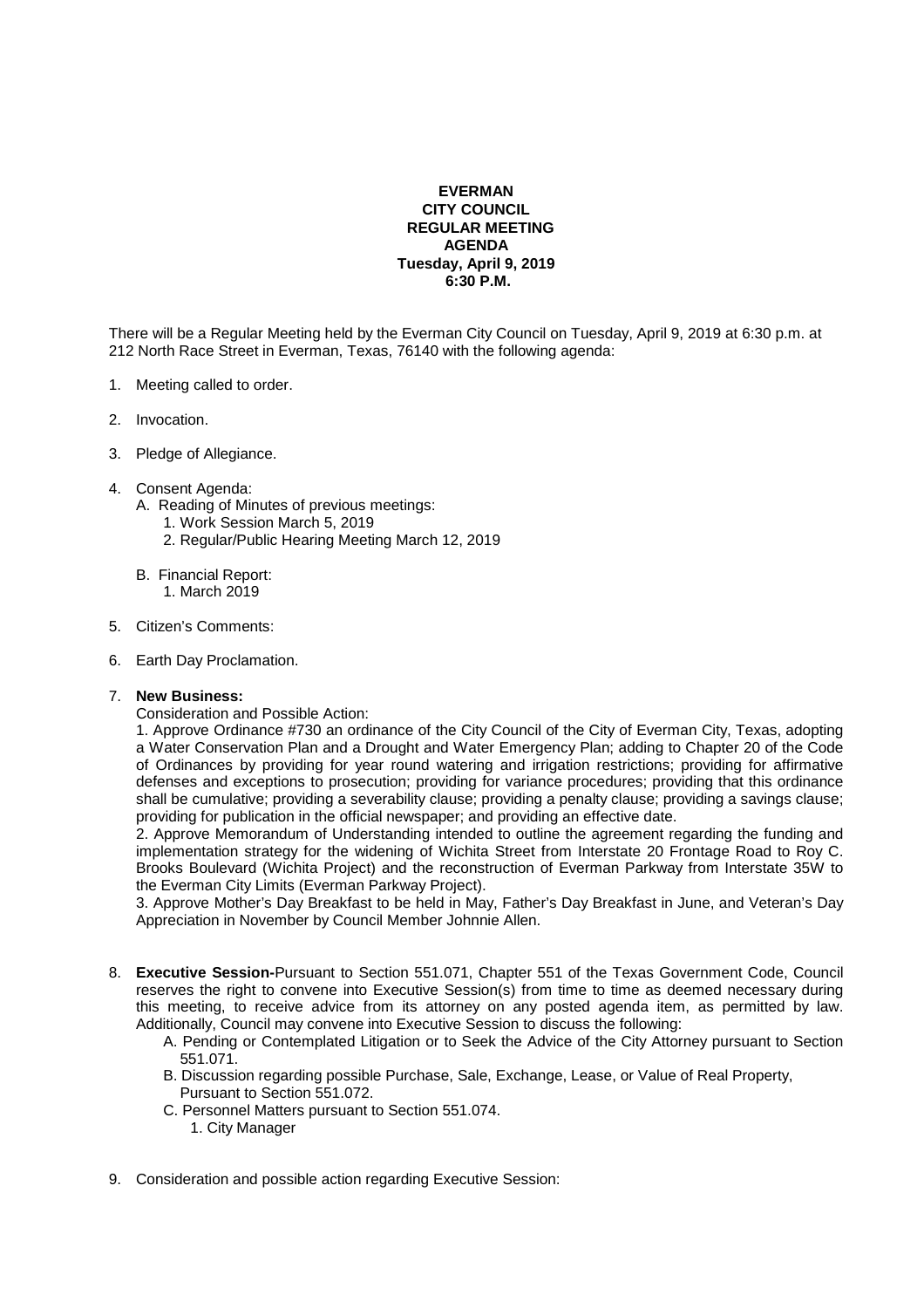**EVERMAN**
**CITY COUNCIL**
**REGULAR MEETING**
**AGENDA**
**Tuesday, April 9, 2019**
**6:30 P.M.**

There will be a Regular Meeting held by the Everman City Council on Tuesday, April 9, 2019 at 6:30 p.m. at 212 North Race Street in Everman, Texas, 76140 with the following agenda:

1. Meeting called to order.

2. Invocation.

3. Pledge of Allegiance.

4. Consent Agenda:
   A. Reading of Minutes of previous meetings:
      1. Work Session March 5, 2019
      2. Regular/Public Hearing Meeting March 12, 2019

   B. Financial Report:
      1. March 2019

5. Citizen's Comments:

6. Earth Day Proclamation.

7. **New Business:**
   Consideration and Possible Action:
   1. Approve Ordinance #730 an ordinance of the City Council of the City of Everman City, Texas, adopting a Water Conservation Plan and a Drought and Water Emergency Plan; adding to Chapter 20 of the Code of Ordinances by providing for year round watering and irrigation restrictions; providing for affirmative defenses and exceptions to prosecution; providing for variance procedures; providing that this ordinance shall be cumulative; providing a severability clause; providing a penalty clause; providing a savings clause; providing for publication in the official newspaper; and providing an effective date.
   2. Approve Memorandum of Understanding intended to outline the agreement regarding the funding and implementation strategy for the widening of Wichita Street from Interstate 20 Frontage Road to Roy C. Brooks Boulevard (Wichita Project) and the reconstruction of Everman Parkway from Interstate 35W to the Everman City Limits (Everman Parkway Project).
   3. Approve Mother's Day Breakfast to be held in May, Father's Day Breakfast in June, and Veteran's Day Appreciation in November by Council Member Johnnie Allen.

8. **Executive Session-**Pursuant to Section 551.071, Chapter 551 of the Texas Government Code, Council reserves the right to convene into Executive Session(s) from time to time as deemed necessary during this meeting, to receive advice from its attorney on any posted agenda item, as permitted by law. Additionally, Council may convene into Executive Session to discuss the following:
   A. Pending or Contemplated Litigation or to Seek the Advice of the City Attorney pursuant to Section 551.071.
   B. Discussion regarding possible Purchase, Sale, Exchange, Lease, or Value of Real Property, Pursuant to Section 551.072.
   C. Personnel Matters pursuant to Section 551.074.
      1. City Manager

9. Consideration and possible action regarding Executive Session: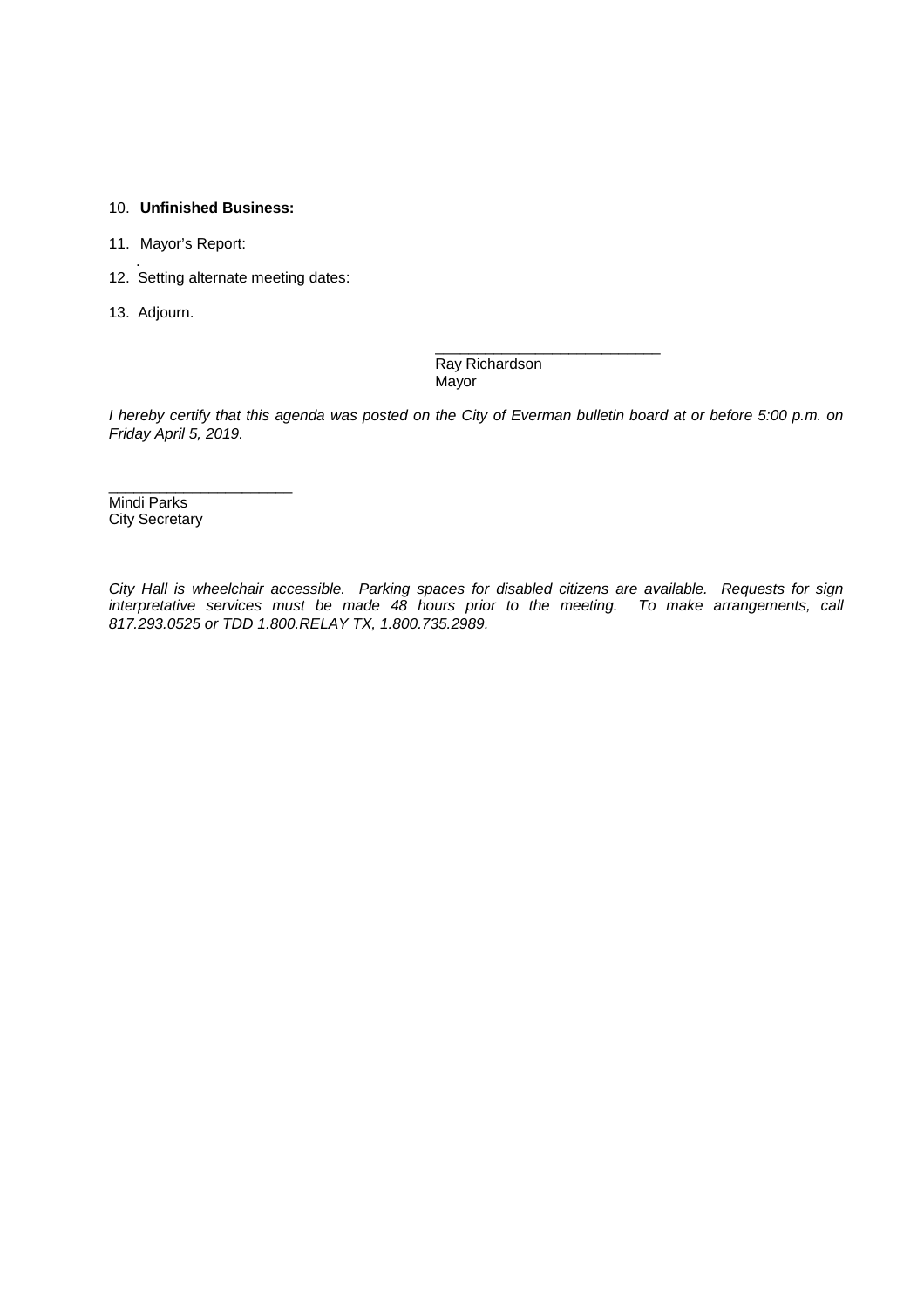10. **Unfinished Business:**

11. Mayor's Report:

12. Setting alternate meeting dates:

13. Adjourn.

___________________________
Ray Richardson
Mayor

*I hereby certify that this agenda was posted on the City of Everman bulletin board at or before 5:00 p.m. on Friday April 5, 2019.*

______________________
Mindi Parks
City Secretary

*City Hall is wheelchair accessible. Parking spaces for disabled citizens are available. Requests for sign interpretative services must be made 48 hours prior to the meeting. To make arrangements, call 817.293.0525 or TDD 1.800.RELAY TX, 1.800.735.2989.*